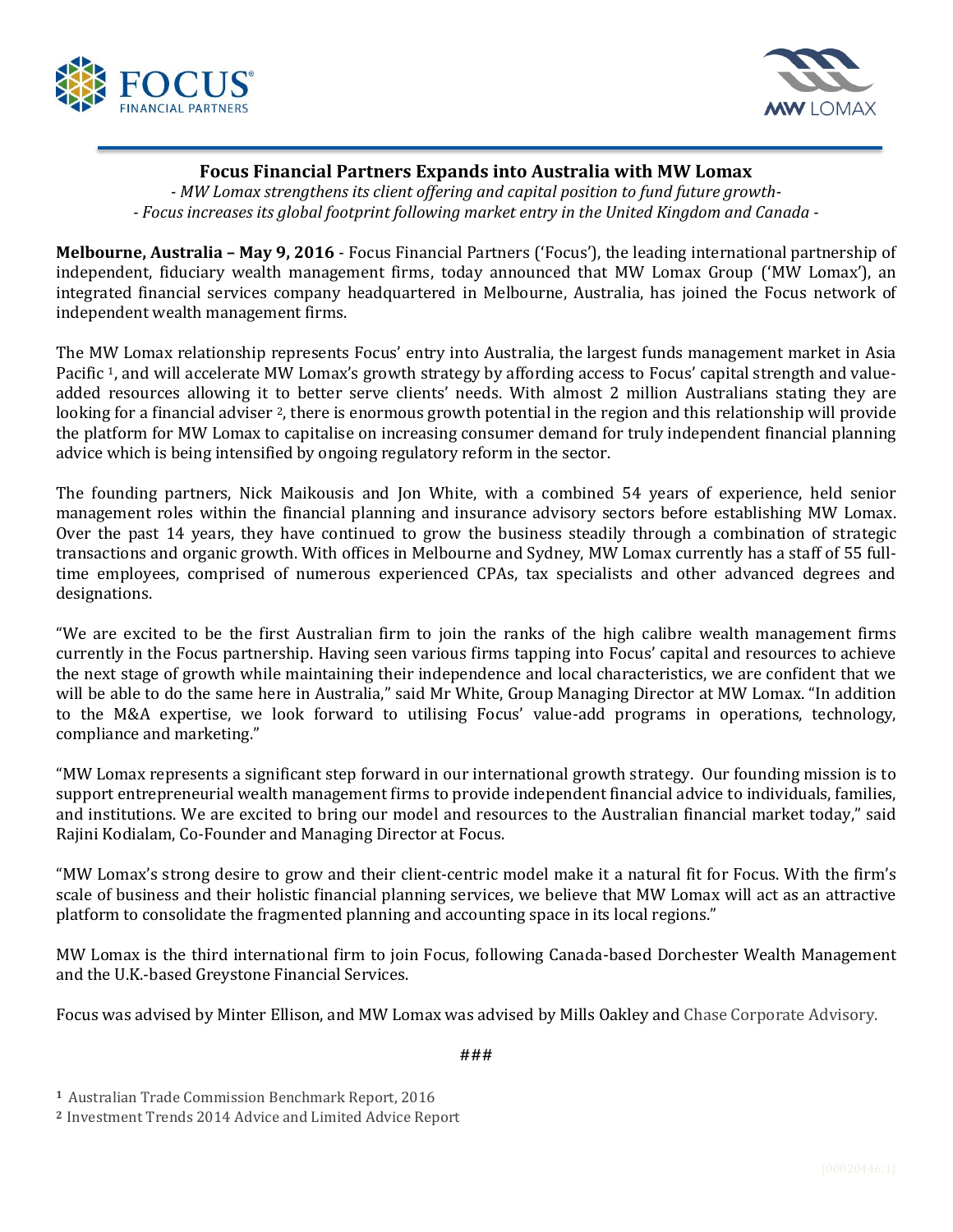# Focus Financial Partners Expands into Australia with MW Lomax

*- MW Lomax strengthens its client offering and capital position to fund future growth-*
*- Focus increases its global footprint following market entry in the United Kingdom and Canada -*

**Melbourne, Australia – May 9, 2016** - Focus Financial Partners ('Focus'), the leading international partnership of independent, fiduciary wealth management firms, today announced that MW Lomax Group ('MW Lomax'), an integrated financial services company headquartered in Melbourne, Australia, has joined the Focus network of independent wealth management firms.

The MW Lomax relationship represents Focus' entry into Australia, the largest funds management market in Asia Pacific [1], and will accelerate MW Lomax's growth strategy by affording access to Focus' capital strength and value-added resources allowing it to better serve clients' needs. With almost 2 million Australians stating they are looking for a financial adviser [2], there is enormous growth potential in the region and this relationship will provide the platform for MW Lomax to capitalise on increasing consumer demand for truly independent financial planning advice which is being intensified by ongoing regulatory reform in the sector.

The founding partners, Nick Maikousis and Jon White, with a combined 54 years of experience, held senior management roles within the financial planning and insurance advisory sectors before establishing MW Lomax. Over the past 14 years, they have continued to grow the business steadily through a combination of strategic transactions and organic growth. With offices in Melbourne and Sydney, MW Lomax currently has a staff of 55 full-time employees, comprised of numerous experienced CPAs, tax specialists and other advanced degrees and designations.

"We are excited to be the first Australian firm to join the ranks of the high calibre wealth management firms currently in the Focus partnership. Having seen various firms tapping into Focus' capital and resources to achieve the next stage of growth while maintaining their independence and local characteristics, we are confident that we will be able to do the same here in Australia," said Mr White, Group Managing Director at MW Lomax. "In addition to the M&A expertise, we look forward to utilising Focus' value-add programs in operations, technology, compliance and marketing."

"MW Lomax represents a significant step forward in our international growth strategy. Our founding mission is to support entrepreneurial wealth management firms to provide independent financial advice to individuals, families, and institutions. We are excited to bring our model and resources to the Australian financial market today," said Rajini Kodialam, Co-Founder and Managing Director at Focus.

"MW Lomax's strong desire to grow and their client-centric model make it a natural fit for Focus. With the firm's scale of business and their holistic financial planning services, we believe that MW Lomax will act as an attractive platform to consolidate the fragmented planning and accounting space in its local regions."

MW Lomax is the third international firm to join Focus, following Canada-based Dorchester Wealth Management and the U.K.-based Greystone Financial Services.

Focus was advised by Minter Ellison, and MW Lomax was advised by Mills Oakley and Chase Corporate Advisory.

###

[1] Australian Trade Commission Benchmark Report, 2016

[2] Investment Trends 2014 Advice and Limited Advice Report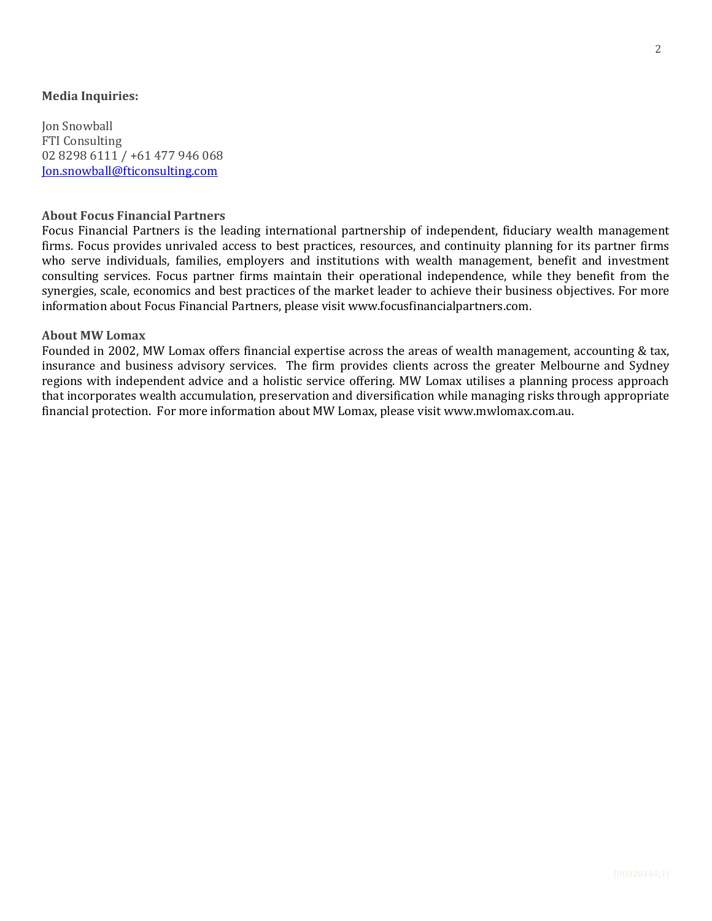**Media Inquiries:**

Jon Snowball
FTI Consulting
02 8298 6111 / +61 477 946 068
Jon.snowball@fticonsulting.com

**About Focus Financial Partners**
Focus Financial Partners is the leading international partnership of independent, fiduciary wealth management firms. Focus provides unrivaled access to best practices, resources, and continuity planning for its partner firms who serve individuals, families, employers and institutions with wealth management, benefit and investment consulting services. Focus partner firms maintain their operational independence, while they benefit from the synergies, scale, economics and best practices of the market leader to achieve their business objectives. For more information about Focus Financial Partners, please visit www.focusfinancialpartners.com.

**About MW Lomax**
Founded in 2002, MW Lomax offers financial expertise across the areas of wealth management, accounting & tax, insurance and business advisory services. The firm provides clients across the greater Melbourne and Sydney regions with independent advice and a holistic service offering. MW Lomax utilises a planning process approach that incorporates wealth accumulation, preservation and diversification while managing risks through appropriate financial protection. For more information about MW Lomax, please visit www.mwlomax.com.au.